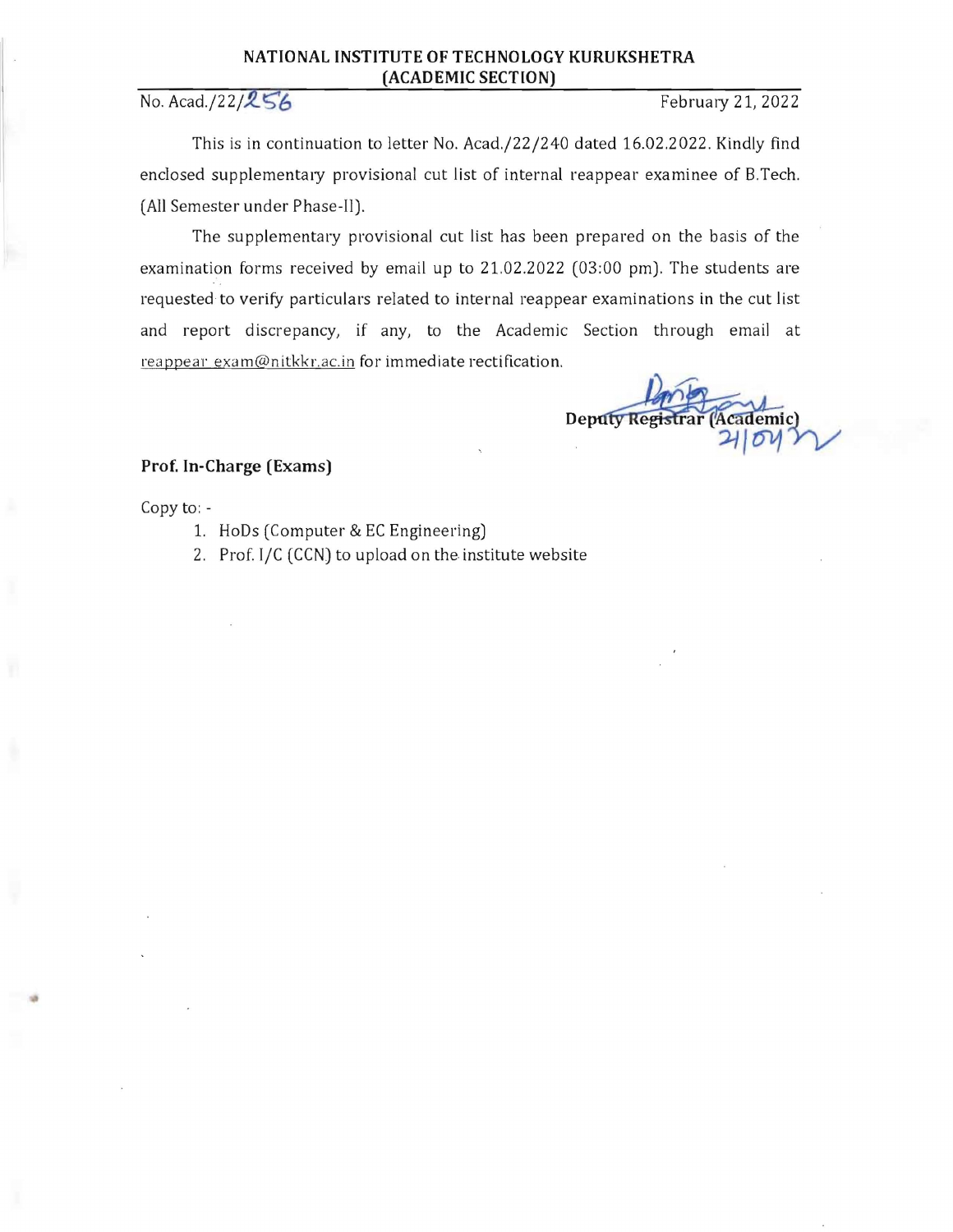**NATIONAL INSTITUTE OF TECHNOLOGY KURUKSHETRA**
**(ACADEMIC SECTION)**

No. Acad./22/256 February 21, 2022

This is in continuation to letter No. Acad./22/240 dated 16.02.2022. Kindly find enclosed supplementary provisional cut list of internal reappear examinee of B.Tech. (All Semester under Phase-II).

The supplementary provisional cut list has been prepared on the basis of the examination forms received by email up to 21.02.2022 (03:00 pm). The students are requested to verify particulars related to internal reappear examinations in the cut list and report discrepancy, if any, to the Academic Section through email at reappear_exam@nitkkr.ac.in for immediate rectification.

**Deputy Registrar (Academic)**
21/02/22

**Prof. In-Charge (Exams)**

Copy to: -

1. HoDs (Computer & EC Engineering)
2. Prof. I/C (CCN) to upload on the institute website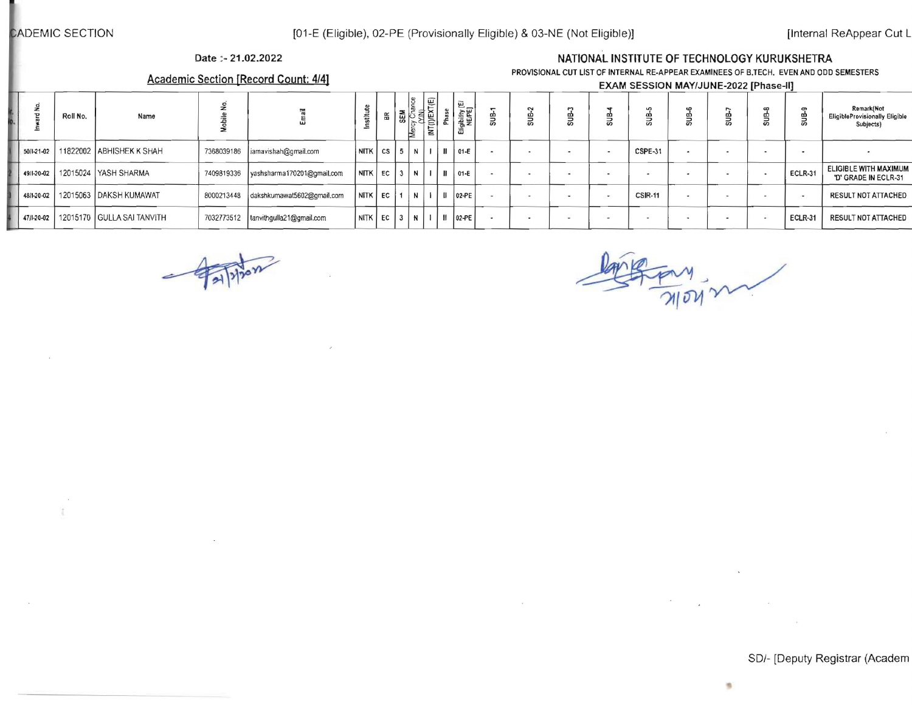CADEMIC SECTION [01-E (Eligible), 02-PE (Provisionally Eligible) & 03-NE (Not Eligible)] [Internal ReAppear Cut L

Date :- 21.02.2022

## NATIONAL INSTITUTE OF TECHNOLOGY KURUKSHETRA

PROVISIONAL CUT LIST OF INTERNAL RE-APPEAR EXAMINEES OF B.TECH. EVEN AND ODD SEMESTERS

**EXAM SESSION MAY/JUNE-2022 [Phase-II]**

**Academic Section [Record Count: 4/4]**

| Sr. No. | Inward No. | Roll No. | Name | Mobile No. | Email | Institute | BR | SEM | Mercy Chance (Y/N) | INT(I)/EXT(E) | Phase | Eligibility [E/NE/PE] | SUB-1 | SUB-2 | SUB-3 | SUB-4 | SUB-5 | SUB-6 | SUB-7 | SUB-8 | SUB-9 | Remark(Not Eligible/Provisionally Eligible Subjects) |
|---|---|---|---|---|---|---|---|---|---|---|---|---|---|---|---|---|---|---|---|---|---|---|
| 1 | 50/I-21-02 | 11822002 | ABHISHEK K SHAH | 7368039186 | iamavishah@gmail.com | NITK | CS | 5 | N | I | II | 01-E | - | - | - | - | CSPE-31 | - | - | - | - | - |
| 2 | 49/I-20-02 | 12015024 | YASH SHARMA | 7409819336 | yashsharma170201@gmail.com | NITK | EC | 3 | N | I | II | 01-E | - | - | - | - | - | - | - | - | ECLR-31 | ELIGIBLE WITH MAXIMUM 'D' GRADE IN ECLR-31 |
| 3 | 48/I-20-02 | 12015063 | DAKSH KUMAWAT | 8000213448 | dakshkumawat5602@gmail.com | NITK | EC | 1 | N | I | II | 02-PE | - | - | - | - | CSIR-11 | - | - | - | - | RESULT NOT ATTACHED |
| 4 | 47/I-20-02 | 12015170 | GULLA SAI TANVITH | 7032773512 | tanvithgulla21@gmail.com | NITK | EC | 3 | N | I | II | 02-PE | - | - | - | - | - | - | - | - | ECLR-31 | RESULT NOT ATTACHED |

SD/- [Deputy Registrar (Academ